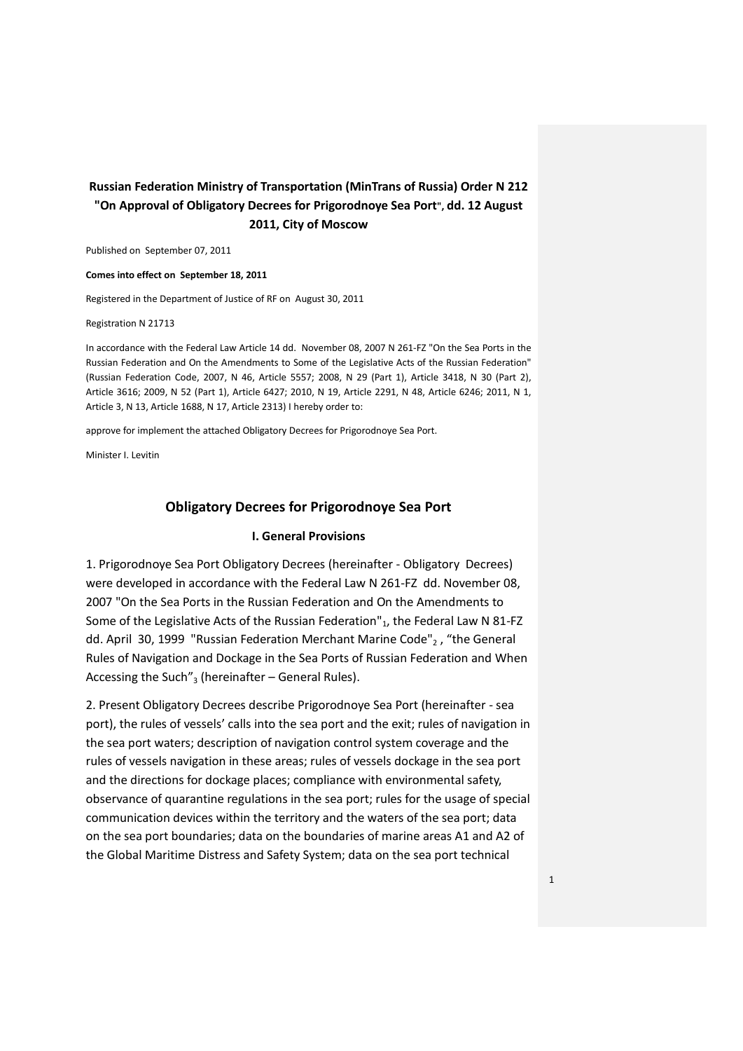**Russian Federation Ministry of Transportation (MinTrans of Russia) Order N 212 "On Approval of Obligatory Decrees for Prigorodnoye Sea Port", dd. 12 August 2011, City of Moscow**

Published on September 07, 2011

**Comes into effect on September 18, 2011**

Registered in the Department of Justice of RF on August 30, 2011

Registration N 21713

In accordance with the Federal Law Article 14 dd. November 08, 2007 N 261-FZ "On the Sea Ports in the Russian Federation and On the Amendments to Some of the Legislative Acts of the Russian Federation" (Russian Federation Code, 2007, N 46, Article 5557; 2008, N 29 (Part 1), Article 3418, N 30 (Part 2), Article 3616; 2009, N 52 (Part 1), Article 6427; 2010, N 19, Article 2291, N 48, Article 6246; 2011, N 1, Article 3, N 13, Article 1688, N 17, Article 2313) I hereby order to:

approve for implement the attached Obligatory Decrees for Prigorodnoye Sea Port.

Minister I. Levitin

## Obligatory Decrees for Prigorodnoye Sea Port

### I. General Provisions

1. Prigorodnoye Sea Port Obligatory Decrees (hereinafter - Obligatory Decrees) were developed in accordance with the Federal Law N 261-FZ dd. November 08, 2007 "On the Sea Ports in the Russian Federation and On the Amendments to Some of the Legislative Acts of the Russian Federation"[1], the Federal Law N 81-FZ dd. April 30, 1999 "Russian Federation Merchant Marine Code"[2], "the General Rules of Navigation and Dockage in the Sea Ports of Russian Federation and When Accessing the Such"[3] (hereinafter – General Rules).

2. Present Obligatory Decrees describe Prigorodnoye Sea Port (hereinafter - sea port), the rules of vessels' calls into the sea port and the exit; rules of navigation in the sea port waters; description of navigation control system coverage and the rules of vessels navigation in these areas; rules of vessels dockage in the sea port and the directions for dockage places; compliance with environmental safety, observance of quarantine regulations in the sea port; rules for the usage of special communication devices within the territory and the waters of the sea port; data on the sea port boundaries; data on the boundaries of marine areas A1 and A2 of the Global Maritime Distress and Safety System; data on the sea port technical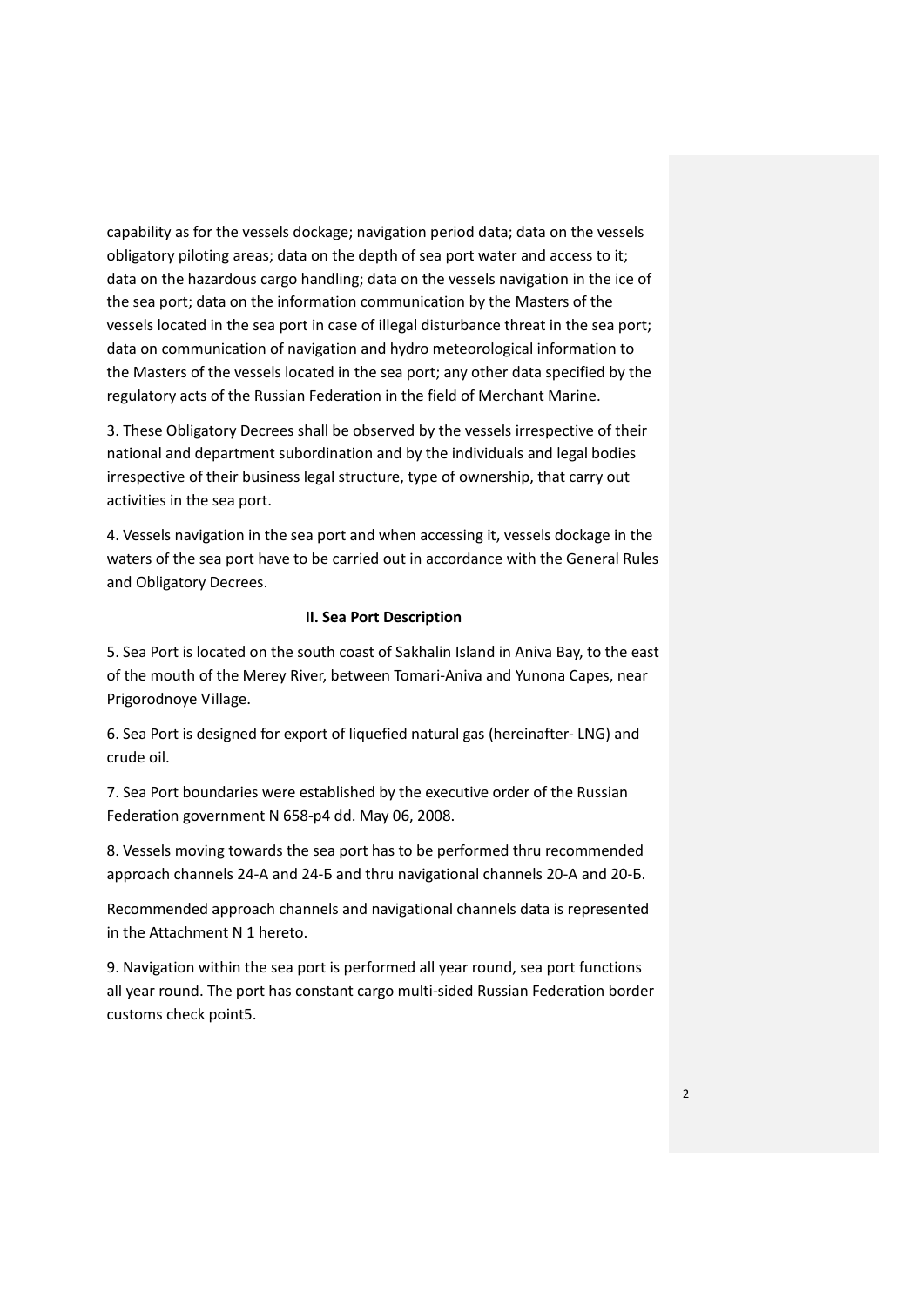capability as for the vessels dockage; navigation period data; data on the vessels obligatory piloting areas; data on the depth of sea port water and access to it; data on the hazardous cargo handling; data on the vessels navigation in the ice of the sea port; data on the information communication by the Masters of the vessels located in the sea port in case of illegal disturbance threat in the sea port; data on communication of navigation and hydro meteorological information to the Masters of the vessels located in the sea port; any other data specified by the regulatory acts of the Russian Federation in the field of Merchant Marine.

3. These Obligatory Decrees shall be observed by the vessels irrespective of their national and department subordination and by the individuals and legal bodies irrespective of their business legal structure, type of ownership, that carry out activities in the sea port.

4. Vessels navigation in the sea port and when accessing it, vessels dockage in the waters of the sea port have to be carried out in accordance with the General Rules and Obligatory Decrees.

**II. Sea Port Description**

5. Sea Port is located on the south coast of Sakhalin Island in Aniva Bay, to the east of the mouth of the Merey River, between Tomari-Aniva and Yunona Capes, near Prigorodnoye Village.

6. Sea Port is designed for export of liquefied natural gas (hereinafter- LNG) and crude oil.

7. Sea Port boundaries were established by the executive order of the Russian Federation government N 658-p4 dd. May 06, 2008.

8. Vessels moving towards the sea port has to be performed thru recommended approach channels 24-A and 24-Б and thru navigational channels 20-A and 20-Б.

Recommended approach channels and navigational channels data is represented in the Attachment N 1 hereto.

9. Navigation within the sea port is performed all year round, sea port functions all year round. The port has constant cargo multi-sided Russian Federation border customs check point5.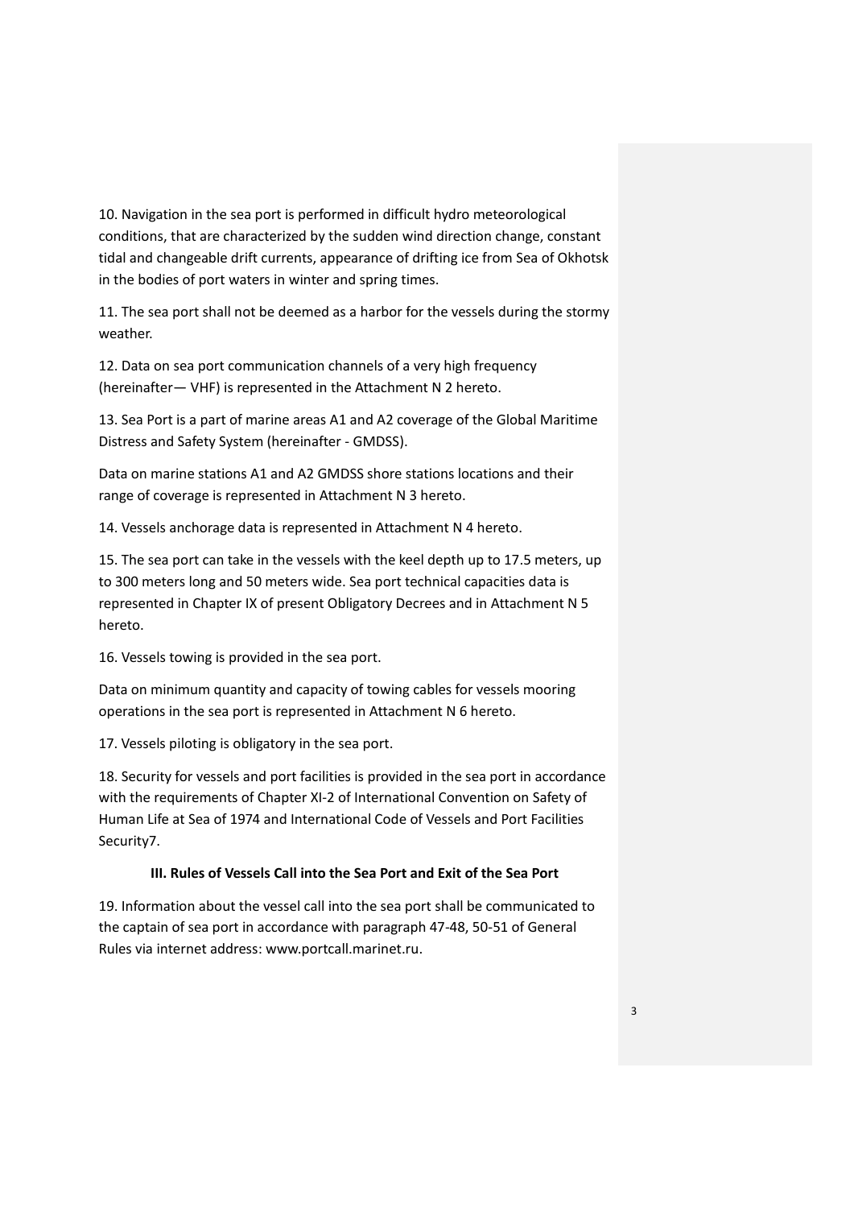10. Navigation in the sea port is performed in difficult hydro meteorological conditions, that are characterized by the sudden wind direction change, constant tidal and changeable drift currents, appearance of drifting ice from Sea of Okhotsk in the bodies of port waters in winter and spring times.

11. The sea port shall not be deemed as a harbor for the vessels during the stormy weather.

12. Data on sea port communication channels of a very high frequency (hereinafter— VHF) is represented in the Attachment N 2 hereto.

13. Sea Port is a part of marine areas A1 and A2 coverage of the Global Maritime Distress and Safety System (hereinafter - GMDSS).

Data on marine stations A1 and A2 GMDSS shore stations locations and their range of coverage is represented in Attachment N 3 hereto.

14. Vessels anchorage data is represented in Attachment N 4 hereto.

15. The sea port can take in the vessels with the keel depth up to 17.5 meters, up to 300 meters long and 50 meters wide. Sea port technical capacities data is represented in Chapter IX of present Obligatory Decrees and in Attachment N 5 hereto.

16. Vessels towing is provided in the sea port.

Data on minimum quantity and capacity of towing cables for vessels mooring operations in the sea port is represented in Attachment N 6 hereto.

17. Vessels piloting is obligatory in the sea port.

18. Security for vessels and port facilities is provided in the sea port in accordance with the requirements of Chapter XI-2 of International Convention on Safety of Human Life at Sea of 1974 and International Code of Vessels and Port Facilities Security[7].

### III. Rules of Vessels Call into the Sea Port and Exit of the Sea Port

19. Information about the vessel call into the sea port shall be communicated to the captain of sea port in accordance with paragraph 47-48, 50-51 of General Rules via internet address: www.portcall.marinet.ru.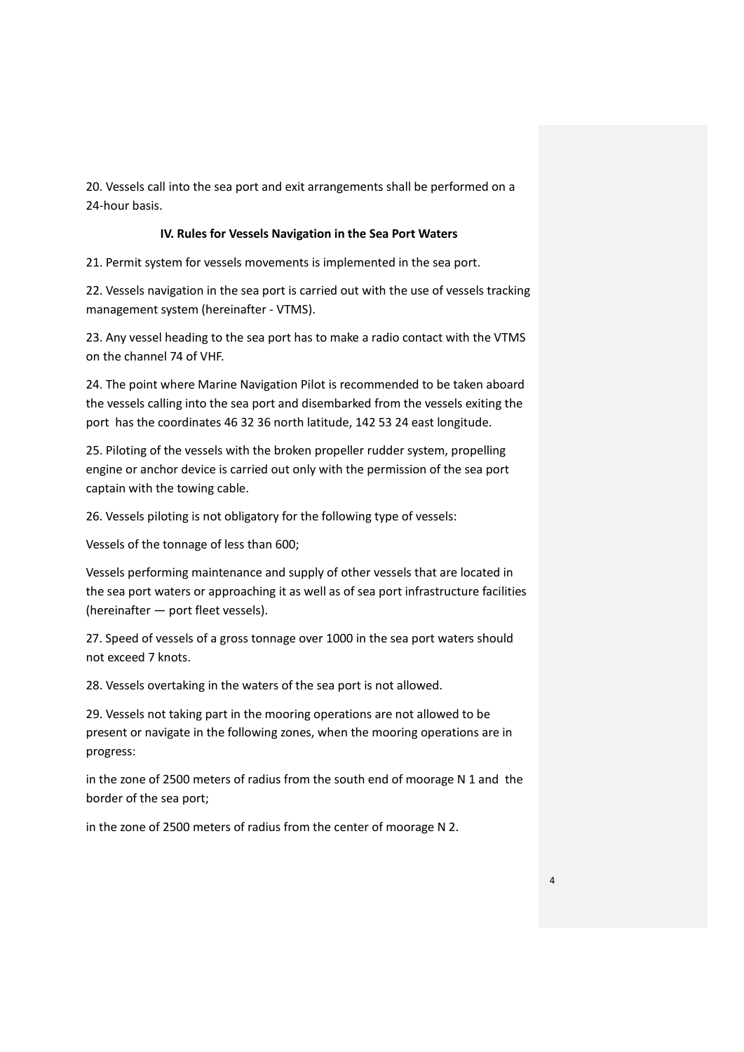20. Vessels call into the sea port and exit arrangements shall be performed on a 24-hour basis.

### IV. Rules for Vessels Navigation in the Sea Port Waters

21. Permit system for vessels movements is implemented in the sea port.

22. Vessels navigation in the sea port is carried out with the use of vessels tracking management system (hereinafter - VTMS).

23. Any vessel heading to the sea port has to make a radio contact with the VTMS on the channel 74 of VHF.

24. The point where Marine Navigation Pilot is recommended to be taken aboard the vessels calling into the sea port and disembarked from the vessels exiting the port has the coordinates 46 32 36 north latitude, 142 53 24 east longitude.

25. Piloting of the vessels with the broken propeller rudder system, propelling engine or anchor device is carried out only with the permission of the sea port captain with the towing cable.

26. Vessels piloting is not obligatory for the following type of vessels:

Vessels of the tonnage of less than 600;

Vessels performing maintenance and supply of other vessels that are located in the sea port waters or approaching it as well as of sea port infrastructure facilities (hereinafter — port fleet vessels).

27. Speed of vessels of a gross tonnage over 1000 in the sea port waters should not exceed 7 knots.

28. Vessels overtaking in the waters of the sea port is not allowed.

29. Vessels not taking part in the mooring operations are not allowed to be present or navigate in the following zones, when the mooring operations are in progress:

in the zone of 2500 meters of radius from the south end of moorage N 1 and the border of the sea port;

in the zone of 2500 meters of radius from the center of moorage N 2.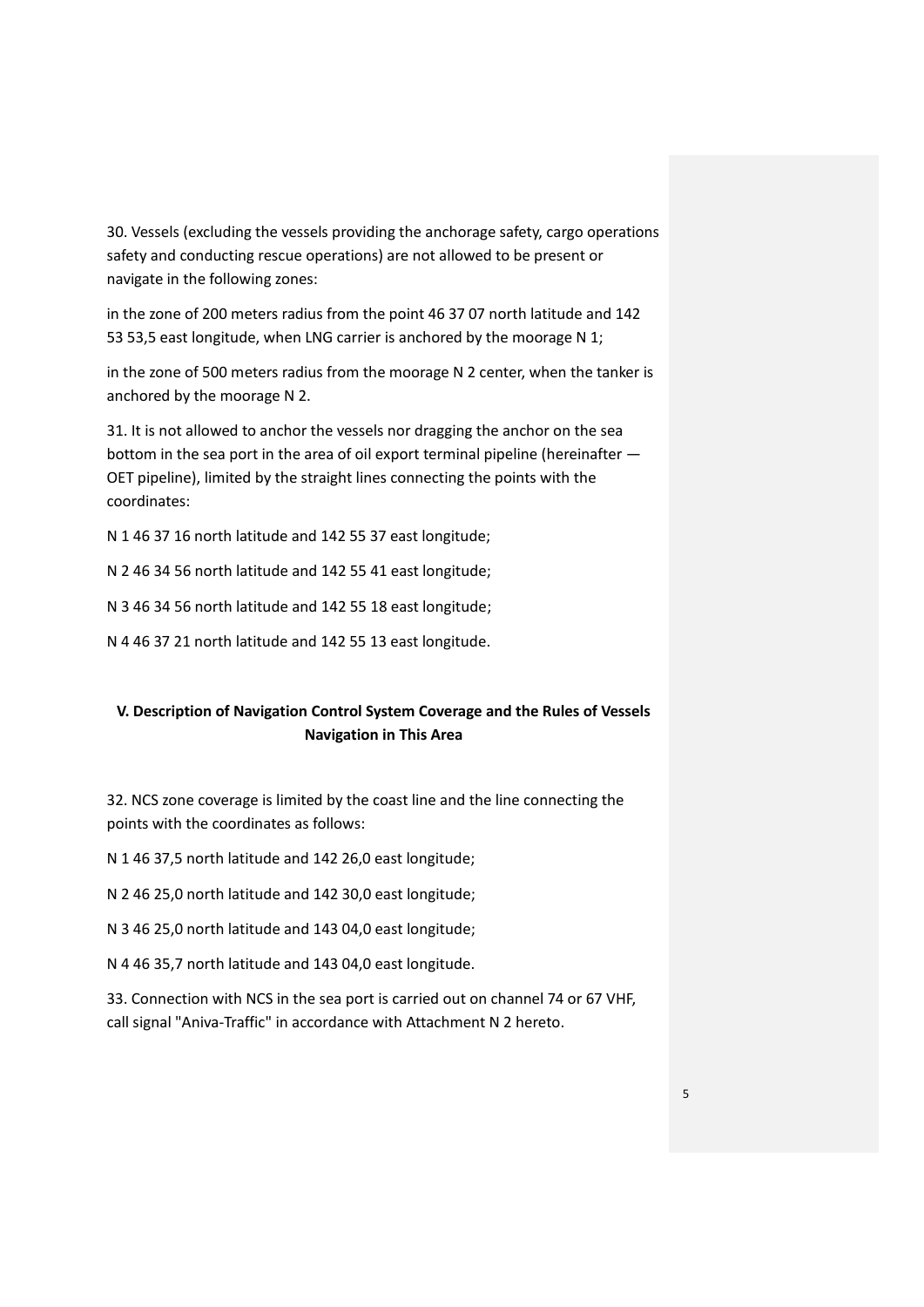30. Vessels (excluding the vessels providing the anchorage safety, cargo operations safety and conducting rescue operations) are not allowed to be present or navigate in the following zones:

in the zone of 200 meters radius from the point 46 37 07 north latitude and 142 53 53,5 east longitude, when LNG carrier is anchored by the moorage N 1;

in the zone of 500 meters radius from the moorage N 2 center, when the tanker is anchored by the moorage N 2.

31. It is not allowed to anchor the vessels nor dragging the anchor on the sea bottom in the sea port in the area of oil export terminal pipeline (hereinafter — OET pipeline), limited by the straight lines connecting the points with the coordinates:

N 1 46 37 16 north latitude and 142 55 37 east longitude;

N 2 46 34 56 north latitude and 142 55 41 east longitude;

N 3 46 34 56 north latitude and 142 55 18 east longitude;

N 4 46 37 21 north latitude and 142 55 13 east longitude.

## V. Description of Navigation Control System Coverage and the Rules of Vessels Navigation in This Area

32. NCS zone coverage is limited by the coast line and the line connecting the points with the coordinates as follows:

N 1 46 37,5 north latitude and 142 26,0 east longitude;

N 2 46 25,0 north latitude and 142 30,0 east longitude;

N 3 46 25,0 north latitude and 143 04,0 east longitude;

N 4 46 35,7 north latitude and 143 04,0 east longitude.

33. Connection with NCS in the sea port is carried out on channel 74 or 67 VHF, call signal "Aniva-Traffic" in accordance with Attachment N 2 hereto.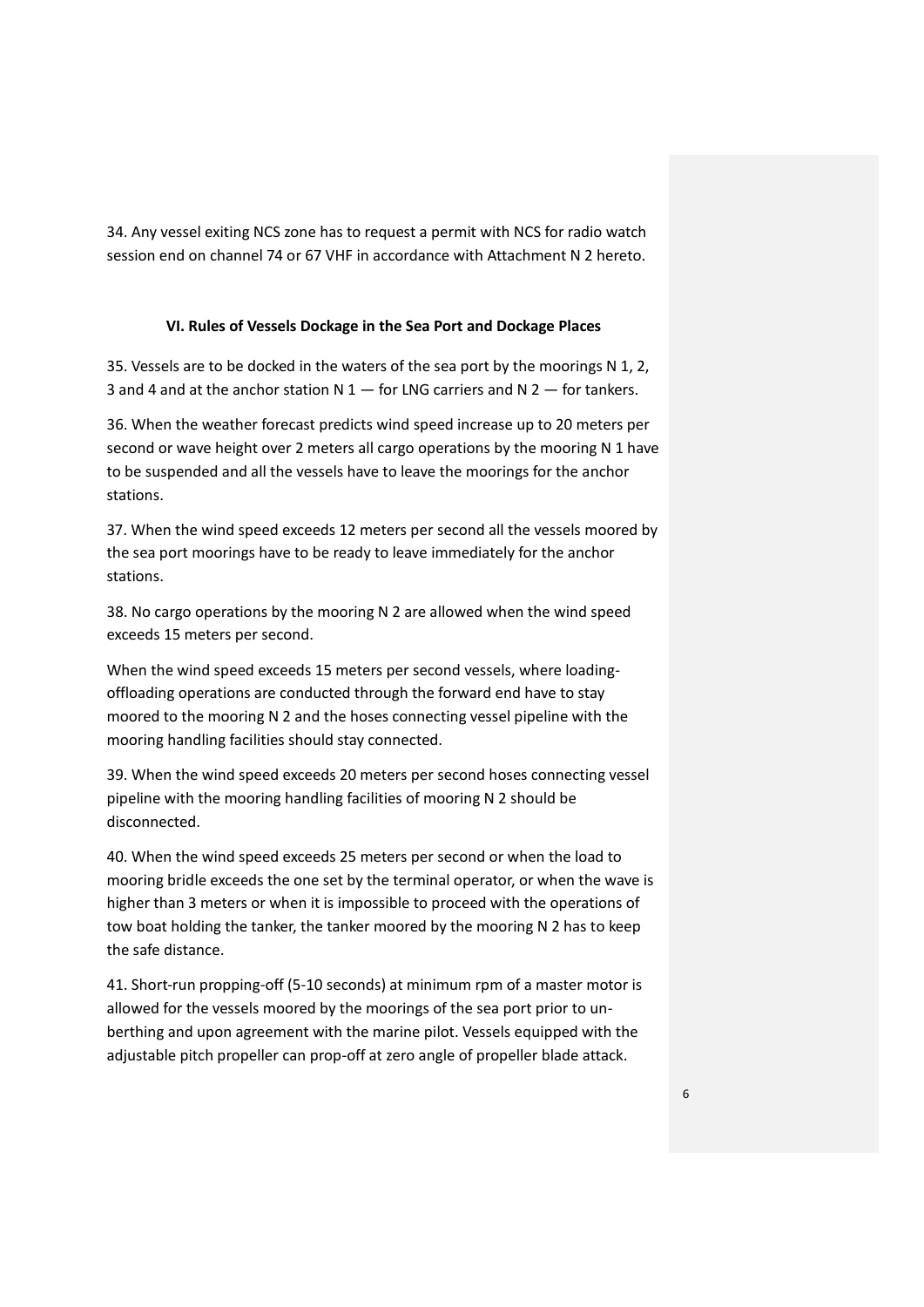34. Any vessel exiting NCS zone has to request a permit with NCS for radio watch session end on channel 74 or 67 VHF in accordance with Attachment N 2 hereto.

### VI. Rules of Vessels Dockage in the Sea Port and Dockage Places

35. Vessels are to be docked in the waters of the sea port by the moorings N 1, 2, 3 and 4 and at the anchor station N 1 — for LNG carriers and N 2 — for tankers.

36. When the weather forecast predicts wind speed increase up to 20 meters per second or wave height over 2 meters all cargo operations by the mooring N 1 have to be suspended and all the vessels have to leave the moorings for the anchor stations.

37. When the wind speed exceeds 12 meters per second all the vessels moored by the sea port moorings have to be ready to leave immediately for the anchor stations.

38. No cargo operations by the mooring N 2 are allowed when the wind speed exceeds 15 meters per second.

When the wind speed exceeds 15 meters per second vessels, where loading-offloading operations are conducted through the forward end have to stay moored to the mooring N 2 and the hoses connecting vessel pipeline with the mooring handling facilities should stay connected.

39. When the wind speed exceeds 20 meters per second hoses connecting vessel pipeline with the mooring handling facilities of mooring N 2 should be disconnected.

40. When the wind speed exceeds 25 meters per second or when the load to mooring bridle exceeds the one set by the terminal operator, or when the wave is higher than 3 meters or when it is impossible to proceed with the operations of tow boat holding the tanker, the tanker moored by the mooring N 2 has to keep the safe distance.

41. Short-run propping-off (5-10 seconds) at minimum rpm of a master motor is allowed for the vessels moored by the moorings of the sea port prior to un-berthing and upon agreement with the marine pilot. Vessels equipped with the adjustable pitch propeller can prop-off at zero angle of propeller blade attack.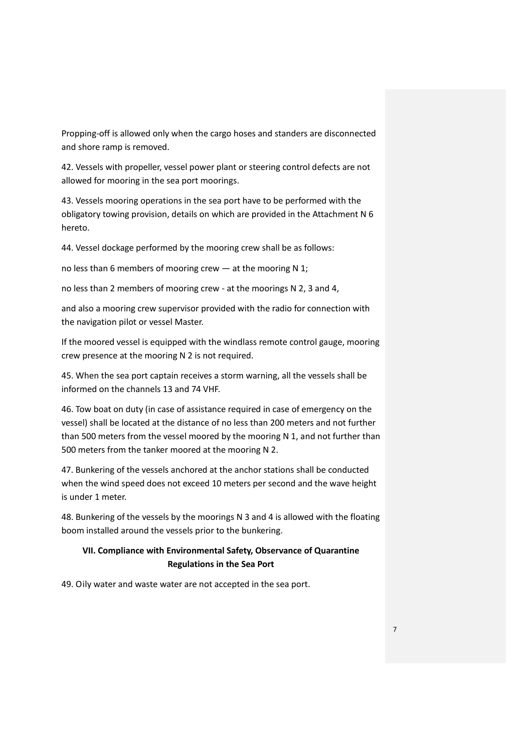Propping-off is allowed only when the cargo hoses and standers are disconnected and shore ramp is removed.

42. Vessels with propeller, vessel power plant or steering control defects are not allowed for mooring in the sea port moorings.

43. Vessels mooring operations in the sea port have to be performed with the obligatory towing provision, details on which are provided in the Attachment N 6 hereto.

44. Vessel dockage performed by the mooring crew shall be as follows:

no less than 6 members of mooring crew — at the mooring N 1;

no less than 2 members of mooring crew - at the moorings N 2, 3 and 4,

and also a mooring crew supervisor provided with the radio for connection with the navigation pilot or vessel Master.

If the moored vessel is equipped with the windlass remote control gauge, mooring crew presence at the mooring N 2 is not required.

45. When the sea port captain receives a storm warning, all the vessels shall be informed on the channels 13 and 74 VHF.

46. Tow boat on duty (in case of assistance required in case of emergency on the vessel) shall be located at the distance of no less than 200 meters and not further than 500 meters from the vessel moored by the mooring N 1, and not further than 500 meters from the tanker moored at the mooring N 2.

47. Bunkering of the vessels anchored at the anchor stations shall be conducted when the wind speed does not exceed 10 meters per second and the wave height is under 1 meter.

48. Bunkering of the vessels by the moorings N 3 and 4 is allowed with the floating boom installed around the vessels prior to the bunkering.

## VII. Compliance with Environmental Safety, Observance of Quarantine Regulations in the Sea Port

49. Oily water and waste water are not accepted in the sea port.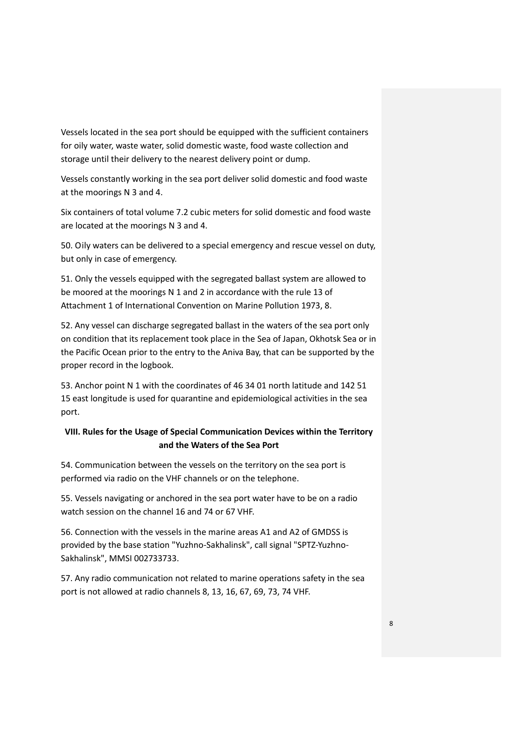Vessels located in the sea port should be equipped with the sufficient containers for oily water, waste water, solid domestic waste, food waste collection and storage until their delivery to the nearest delivery point or dump.

Vessels constantly working in the sea port deliver solid domestic and food waste at the moorings N 3 and 4.

Six containers of total volume 7.2 cubic meters for solid domestic and food waste are located at the moorings N 3 and 4.

50. Oily waters can be delivered to a special emergency and rescue vessel on duty, but only in case of emergency.

51. Only the vessels equipped with the segregated ballast system are allowed to be moored at the moorings N 1 and 2 in accordance with the rule 13 of Attachment 1 of International Convention on Marine Pollution 1973, 8.

52. Any vessel can discharge segregated ballast in the waters of the sea port only on condition that its replacement took place in the Sea of Japan, Okhotsk Sea or in the Pacific Ocean prior to the entry to the Aniva Bay, that can be supported by the proper record in the logbook.

53. Anchor point N 1 with the coordinates of 46 34 01 north latitude and 142 51 15 east longitude is used for quarantine and epidemiological activities in the sea port.

## VIII. Rules for the Usage of Special Communication Devices within the Territory and the Waters of the Sea Port

54. Communication between the vessels on the territory on the sea port is performed via radio on the VHF channels or on the telephone.

55. Vessels navigating or anchored in the sea port water have to be on a radio watch session on the channel 16 and 74 or 67 VHF.

56. Connection with the vessels in the marine areas A1 and A2 of GMDSS is provided by the base station "Yuzhno-Sakhalinsk", call signal "SPTZ-Yuzhno-Sakhalinsk", MMSI 002733733.

57. Any radio communication not related to marine operations safety in the sea port is not allowed at radio channels 8, 13, 16, 67, 69, 73, 74 VHF.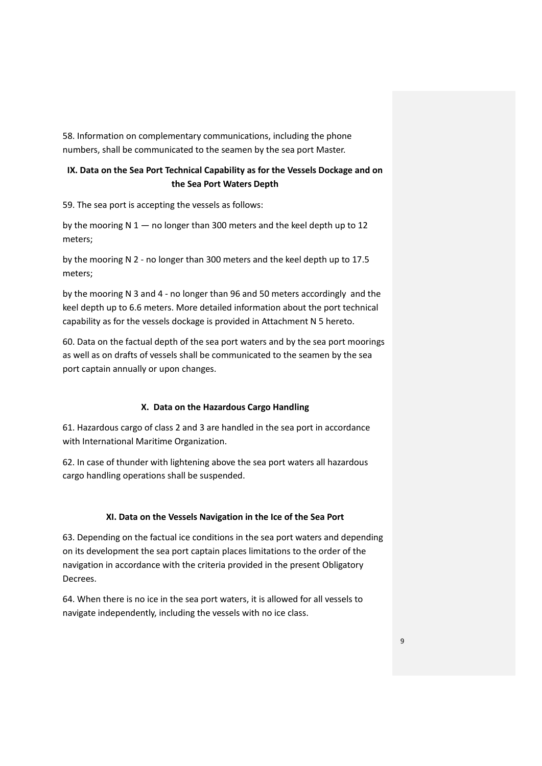58. Information on complementary communications, including the phone numbers, shall be communicated to the seamen by the sea port Master.

## IX. Data on the Sea Port Technical Capability as for the Vessels Dockage and on the Sea Port Waters Depth

59. The sea port is accepting the vessels as follows:

by the mooring N 1 — no longer than 300 meters and the keel depth up to 12 meters;

by the mooring N 2 - no longer than 300 meters and the keel depth up to 17.5 meters;

by the mooring N 3 and 4 - no longer than 96 and 50 meters accordingly and the keel depth up to 6.6 meters. More detailed information about the port technical capability as for the vessels dockage is provided in Attachment N 5 hereto.

60. Data on the factual depth of the sea port waters and by the sea port moorings as well as on drafts of vessels shall be communicated to the seamen by the sea port captain annually or upon changes.

## X. Data on the Hazardous Cargo Handling

61. Hazardous cargo of class 2 and 3 are handled in the sea port in accordance with International Maritime Organization.

62. In case of thunder with lightening above the sea port waters all hazardous cargo handling operations shall be suspended.

## XI. Data on the Vessels Navigation in the Ice of the Sea Port

63. Depending on the factual ice conditions in the sea port waters and depending on its development the sea port captain places limitations to the order of the navigation in accordance with the criteria provided in the present Obligatory Decrees.

64. When there is no ice in the sea port waters, it is allowed for all vessels to navigate independently, including the vessels with no ice class.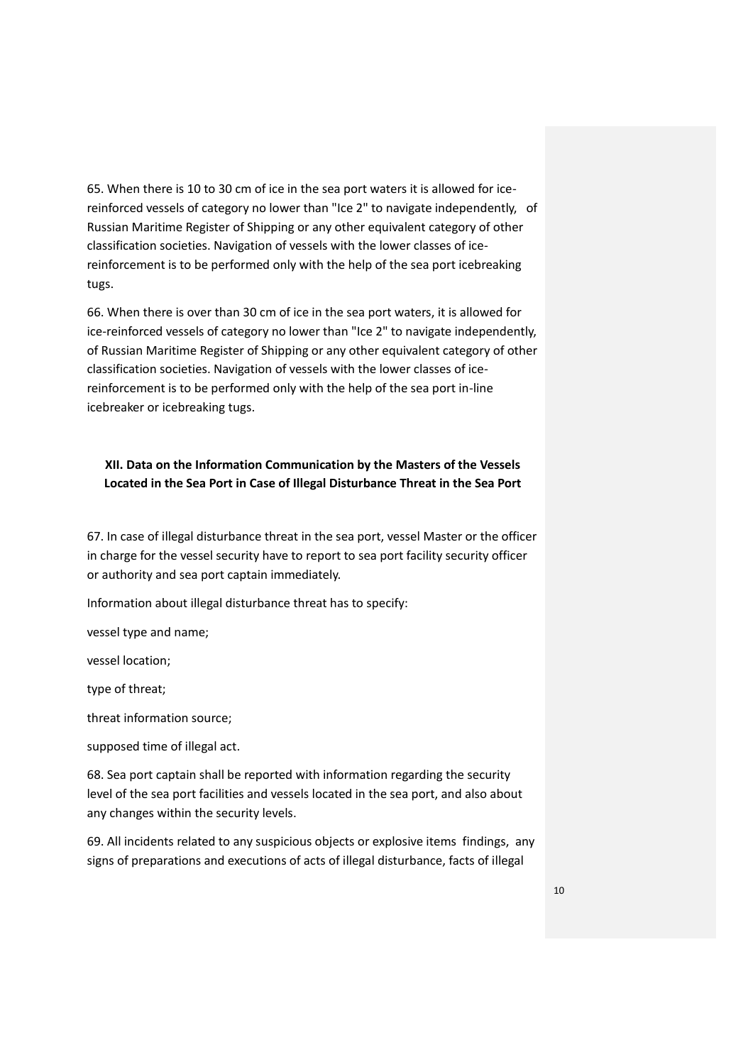65. When there is 10 to 30 cm of ice in the sea port waters it is allowed for ice-reinforced vessels of category no lower than "Ice 2" to navigate independently, of Russian Maritime Register of Shipping or any other equivalent category of other classification societies. Navigation of vessels with the lower classes of ice-reinforcement is to be performed only with the help of the sea port icebreaking tugs.

66. When there is over than 30 cm of ice in the sea port waters, it is allowed for ice-reinforced vessels of category no lower than "Ice 2" to navigate independently, of Russian Maritime Register of Shipping or any other equivalent category of other classification societies. Navigation of vessels with the lower classes of ice-reinforcement is to be performed only with the help of the sea port in-line icebreaker or icebreaking tugs.

## XII. Data on the Information Communication by the Masters of the Vessels Located in the Sea Port in Case of Illegal Disturbance Threat in the Sea Port

67. In case of illegal disturbance threat in the sea port, vessel Master or the officer in charge for the vessel security have to report to sea port facility security officer or authority and sea port captain immediately.

Information about illegal disturbance threat has to specify:

vessel type and name;

vessel location;

type of threat;

threat information source;

supposed time of illegal act.

68. Sea port captain shall be reported with information regarding the security level of the sea port facilities and vessels located in the sea port, and also about any changes within the security levels.

69. All incidents related to any suspicious objects or explosive items findings, any signs of preparations and executions of acts of illegal disturbance, facts of illegal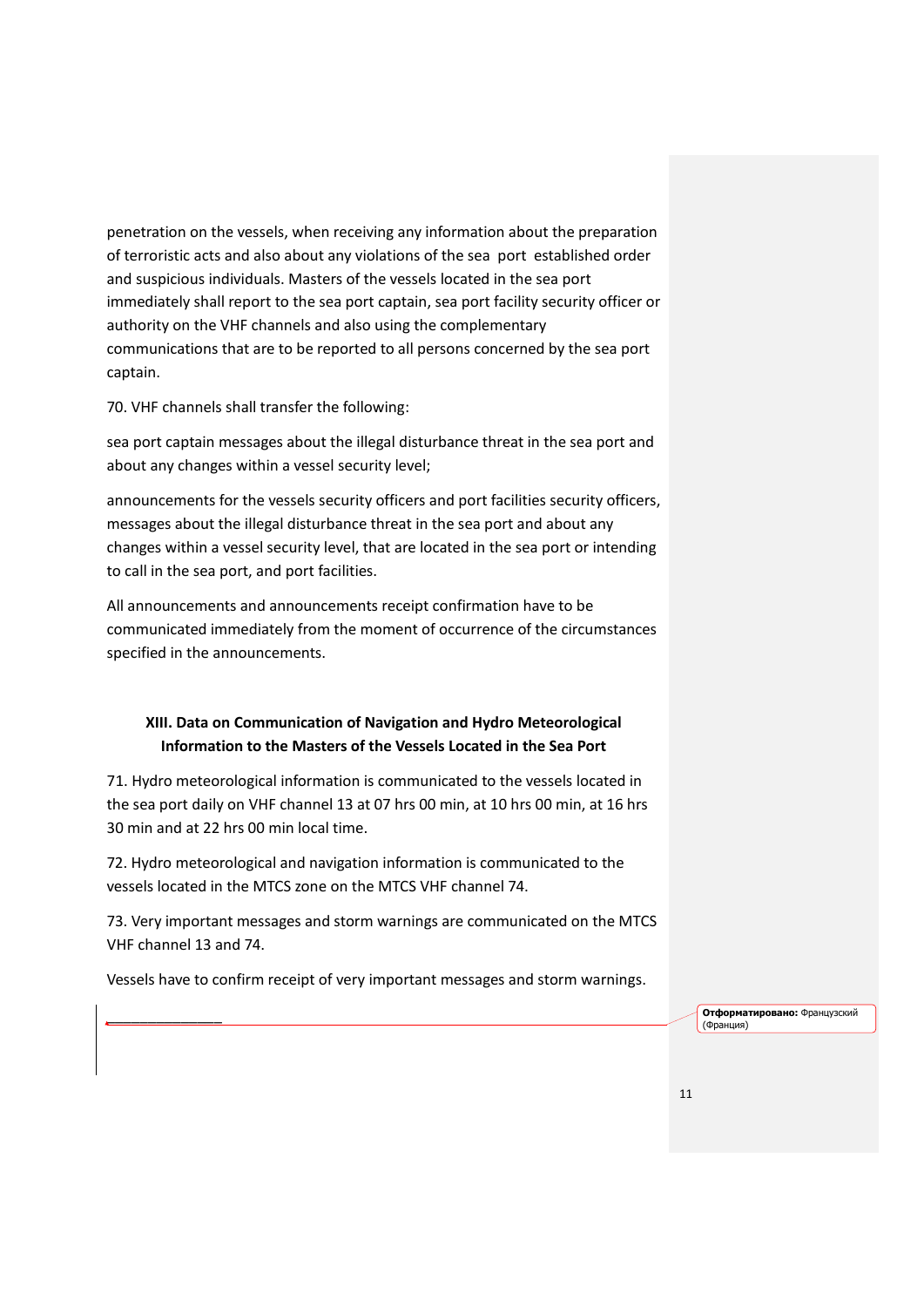penetration on the vessels, when receiving any information about the preparation of terroristic acts and also about any violations of the sea port established order and suspicious individuals. Masters of the vessels located in the sea port immediately shall report to the sea port captain, sea port facility security officer or authority on the VHF channels and also using the complementary communications that are to be reported to all persons concerned by the sea port captain.

70. VHF channels shall transfer the following:

sea port captain messages about the illegal disturbance threat in the sea port and about any changes within a vessel security level;

announcements for the vessels security officers and port facilities security officers, messages about the illegal disturbance threat in the sea port and about any changes within a vessel security level, that are located in the sea port or intending to call in the sea port, and port facilities.

All announcements and announcements receipt confirmation have to be communicated immediately from the moment of occurrence of the circumstances specified in the announcements.

## XIII. Data on Communication of Navigation and Hydro Meteorological Information to the Masters of the Vessels Located in the Sea Port

71. Hydro meteorological information is communicated to the vessels located in the sea port daily on VHF channel 13 at 07 hrs 00 min, at 10 hrs 00 min, at 16 hrs 30 min and at 22 hrs 00 min local time.

72. Hydro meteorological and navigation information is communicated to the vessels located in the MTCS zone on the MTCS VHF channel 74.

73. Very important messages and storm warnings are communicated on the MTCS VHF channel 13 and 74.

Vessels have to confirm receipt of very important messages and storm warnings.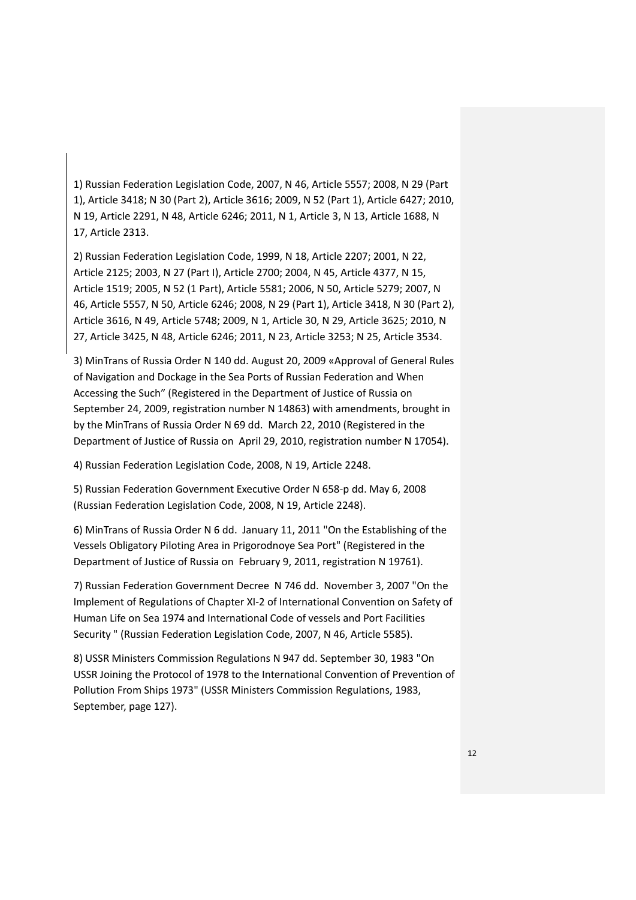1) Russian Federation Legislation Code, 2007, N 46, Article 5557; 2008, N 29 (Part 1), Article 3418; N 30 (Part 2), Article 3616; 2009, N 52 (Part 1), Article 6427; 2010, N 19, Article 2291, N 48, Article 6246; 2011, N 1, Article 3, N 13, Article 1688, N 17, Article 2313.

2) Russian Federation Legislation Code, 1999, N 18, Article 2207; 2001, N 22, Article 2125; 2003, N 27 (Part I), Article 2700; 2004, N 45, Article 4377, N 15, Article 1519; 2005, N 52 (1 Part), Article 5581; 2006, N 50, Article 5279; 2007, N 46, Article 5557, N 50, Article 6246; 2008, N 29 (Part 1), Article 3418, N 30 (Part 2), Article 3616, N 49, Article 5748; 2009, N 1, Article 30, N 29, Article 3625; 2010, N 27, Article 3425, N 48, Article 6246; 2011, N 23, Article 3253; N 25, Article 3534.

3) MinTrans of Russia Order N 140 dd. August 20, 2009 «Approval of General Rules of Navigation and Dockage in the Sea Ports of Russian Federation and When Accessing the Such" (Registered in the Department of Justice of Russia on September 24, 2009, registration number N 14863) with amendments, brought in by the MinTrans of Russia Order N 69 dd. March 22, 2010 (Registered in the Department of Justice of Russia on April 29, 2010, registration number N 17054).

4) Russian Federation Legislation Code, 2008, N 19, Article 2248.

5) Russian Federation Government Executive Order N 658-p dd. May 6, 2008 (Russian Federation Legislation Code, 2008, N 19, Article 2248).

6) MinTrans of Russia Order N 6 dd. January 11, 2011 "On the Establishing of the Vessels Obligatory Piloting Area in Prigorodnoye Sea Port" (Registered in the Department of Justice of Russia on February 9, 2011, registration N 19761).

7) Russian Federation Government Decree N 746 dd. November 3, 2007 "On the Implement of Regulations of Chapter XI-2 of International Convention on Safety of Human Life on Sea 1974 and International Code of vessels and Port Facilities Security " (Russian Federation Legislation Code, 2007, N 46, Article 5585).

8) USSR Ministers Commission Regulations N 947 dd. September 30, 1983 "On USSR Joining the Protocol of 1978 to the International Convention of Prevention of Pollution From Ships 1973" (USSR Ministers Commission Regulations, 1983, September, page 127).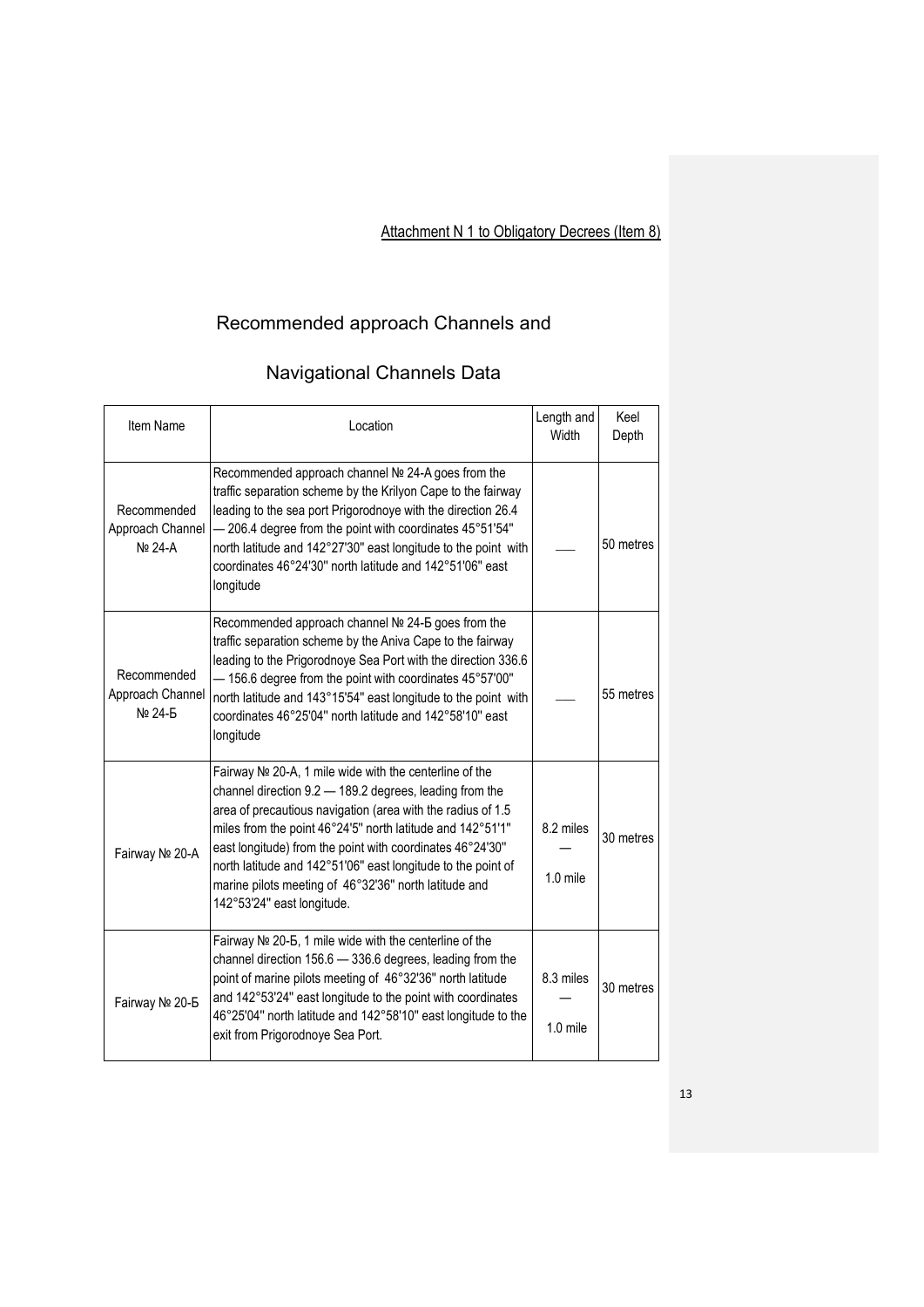Attachment N 1 to Obligatory Decrees (Item 8)

# Recommended approach Channels and Navigational Channels Data

| Item Name | Location | Length and Width | Keel Depth |
|---|---|---|---|
| Recommended Approach Channel № 24-А | Recommended approach channel № 24-А goes from the traffic separation scheme by the Krilyon Cape to the fairway leading to the sea port Prigorodnoye with the direction 26.4 — 206.4 degree from the point with coordinates 45°51'54'' north latitude and 142°27'30'' east longitude to the point with coordinates 46°24'30'' north latitude and 142°51'06'' east longitude | ___ | 50 metres |
| Recommended Approach Channel № 24-Б | Recommended approach channel № 24-Б goes from the traffic separation scheme by the Aniva Cape to the fairway leading to the Prigorodnoye Sea Port with the direction 336.6 — 156.6 degree from the point with coordinates 45°57'00'' north latitude and 143°15'54'' east longitude to the point with coordinates 46°25'04'' north latitude and 142°58'10'' east longitude | ___ | 55 metres |
| Fairway № 20-А | Fairway № 20-А, 1 mile wide with the centerline of the channel direction 9.2 — 189.2 degrees, leading from the area of precautious navigation (area with the radius of 1.5 miles from the point 46°24'5'' north latitude and 142°51'1'' east longitude) from the point with coordinates 46°24'30'' north latitude and 142°51'06'' east longitude to the point of marine pilots meeting of 46°32'36'' north latitude and 142°53'24'' east longitude. | 8.2 miles — 1.0 mile | 30 metres |
| Fairway № 20-Б | Fairway № 20-Б, 1 mile wide with the centerline of the channel direction 156.6 — 336.6 degrees, leading from the point of marine pilots meeting of 46°32'36'' north latitude and 142°53'24'' east longitude to the point with coordinates 46°25'04'' north latitude and 142°58'10'' east longitude to the exit from Prigorodnoye Sea Port. | 8.3 miles — 1.0 mile | 30 metres |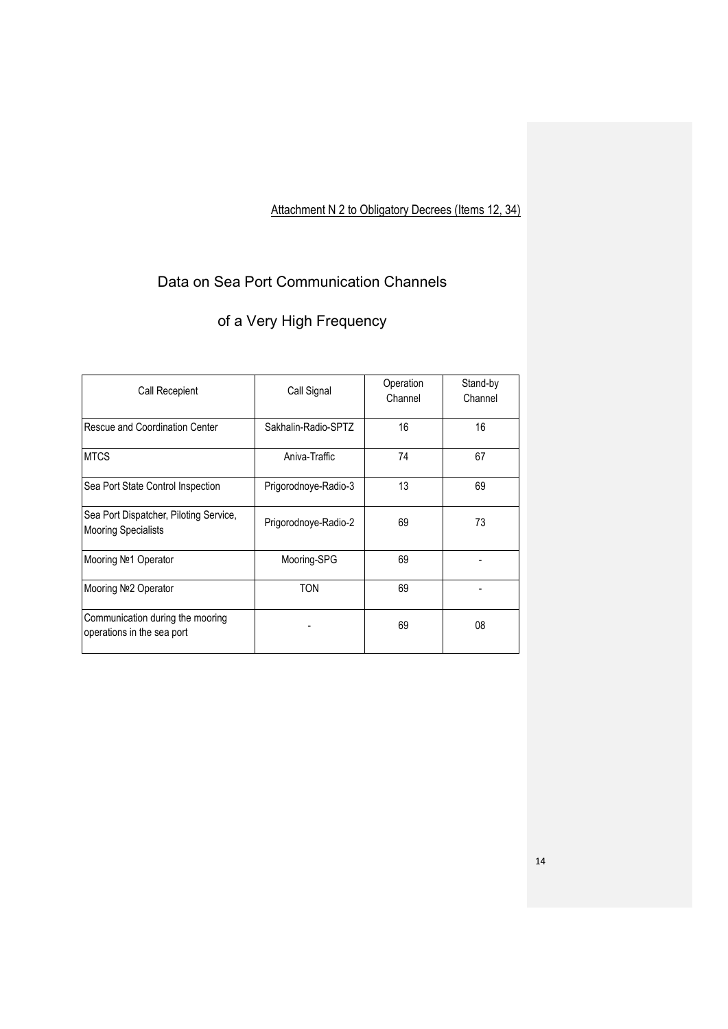<u>Attachment N 2 to Obligatory Decrees (Items 12, 34)</u>

# Data on Sea Port Communication Channels

# of a Very High Frequency

| Call Recepient | Call Signal | Operation Channel | Stand-by Channel |
|---|---|---|---|
| Rescue and Coordination Center | Sakhalin-Radio-SPTZ | 16 | 16 |
| MTCS | Aniva-Traffic | 74 | 67 |
| Sea Port State Control Inspection | Prigorodnoye-Radio-3 | 13 | 69 |
| Sea Port Dispatcher, Piloting Service, Mooring Specialists | Prigorodnoye-Radio-2 | 69 | 73 |
| Mooring №1 Operator | Mooring-SPG | 69 | - |
| Mooring №2 Operator | TON | 69 | - |
| Communication during the mooring operations in the sea port | - | 69 | 08 |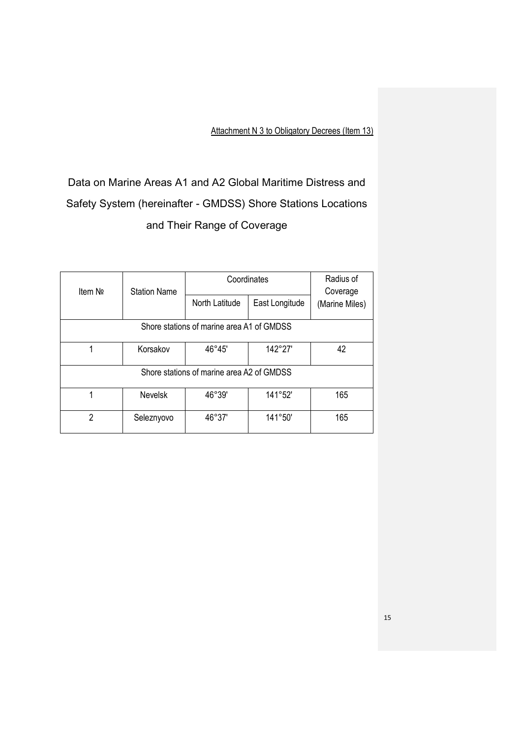Attachment N 3 to Obligatory Decrees (Item 13)

# Data on Marine Areas A1 and A2 Global Maritime Distress and Safety System (hereinafter - GMDSS) Shore Stations Locations and Their Range of Coverage

| Item № | Station Name | Coordinates | | Radius of Coverage (Marine Miles) |
|---|---|---|---|---|
| | | North Latitude | East Longitude | |
| Shore stations of marine area A1 of GMDSS | | | | |
| 1 | Korsakov | 46°45' | 142°27' | 42 |
| Shore stations of marine area A2 of GMDSS | | | | |
| 1 | Nevelsk | 46°39' | 141°52' | 165 |
| 2 | Seleznyovo | 46°37' | 141°50' | 165 |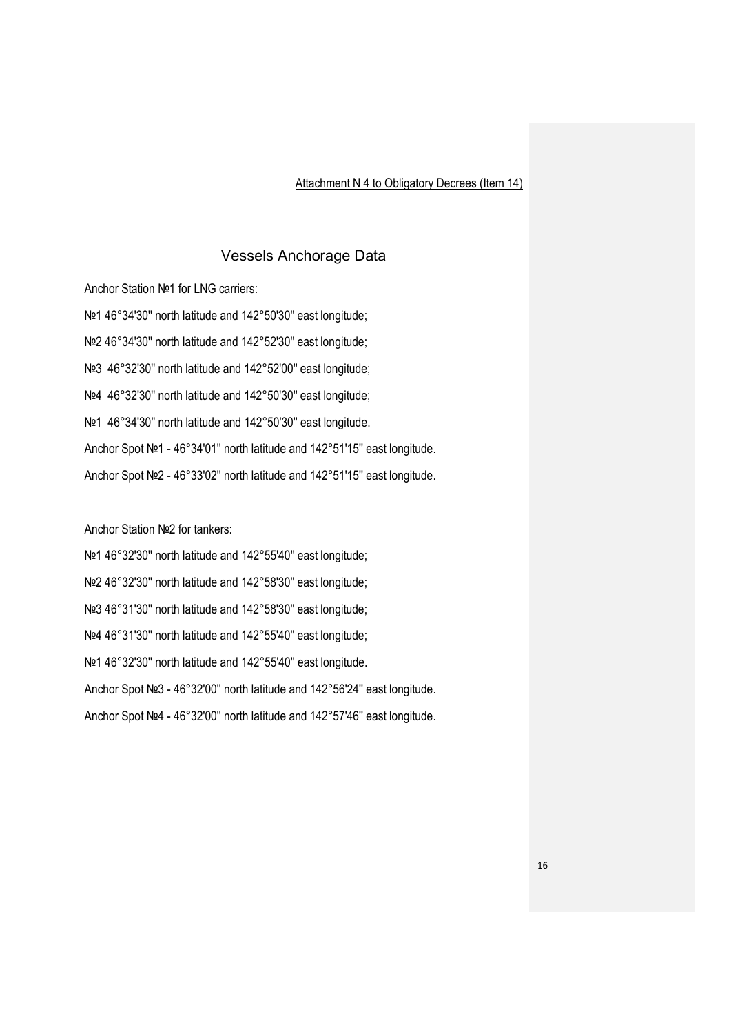Attachment N 4 to Obligatory Decrees (Item 14)

## Vessels Anchorage Data

Anchor Station №1 for LNG carriers:

№1 46°34'30'' north latitude and 142°50'30'' east longitude;

№2 46°34'30'' north latitude and 142°52'30'' east longitude;

№3 46°32'30'' north latitude and 142°52'00'' east longitude;

№4 46°32'30'' north latitude and 142°50'30'' east longitude;

№1 46°34'30'' north latitude and 142°50'30'' east longitude.

Anchor Spot №1 - 46°34'01'' north latitude and 142°51'15'' east longitude.

Anchor Spot №2 - 46°33'02'' north latitude and 142°51'15'' east longitude.

Anchor Station №2 for tankers:

№1 46°32'30'' north latitude and 142°55'40'' east longitude;

№2 46°32'30'' north latitude and 142°58'30'' east longitude;

№3 46°31'30'' north latitude and 142°58'30'' east longitude;

№4 46°31'30'' north latitude and 142°55'40'' east longitude;

№1 46°32'30'' north latitude and 142°55'40'' east longitude.

Anchor Spot №3 - 46°32'00'' north latitude and 142°56'24'' east longitude.

Anchor Spot №4 - 46°32'00'' north latitude and 142°57'46'' east longitude.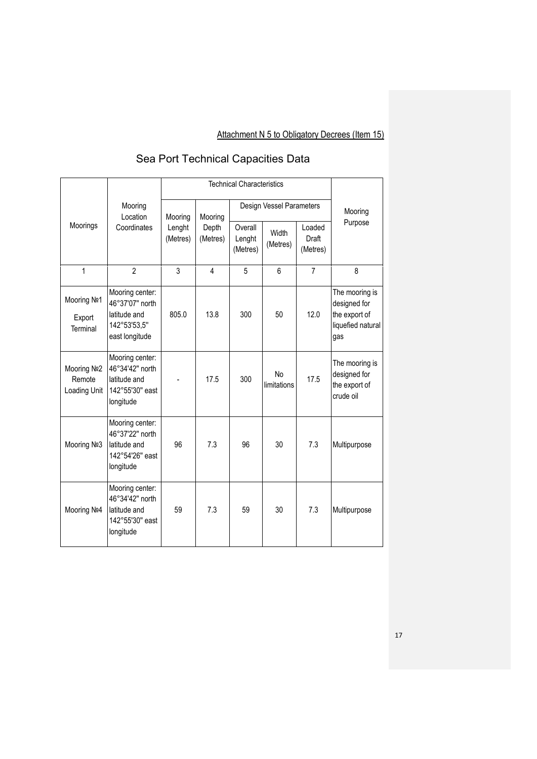Attachment N 5 to Obligatory Decrees (Item 15)

# Sea Port Technical Capacities Data

| Moorings | Mooring Location Coordinates | Technical Characteristics | | | | | Mooring Purpose |
|---|---|---|---|---|---|---|---|
| | | Mooring Lenght (Metres) | Mooring Depth (Metres) | Design Vessel Parameters | | | |
| | | | | Overall Lenght (Metres) | Width (Metres) | Loaded Draft (Metres) | |
| 1 | 2 | 3 | 4 | 5 | 6 | 7 | 8 |
| Mooring №1 Export Terminal | Mooring center: 46°37'07" north latitude and 142°53'53,5" east longitude | 805.0 | 13.8 | 300 | 50 | 12.0 | The mooring is designed for the export of liquefied natural gas |
| Mooring №2 Remote Loading Unit | Mooring center: 46°34'42" north latitude and 142°55'30" east longitude | - | 17.5 | 300 | No limitations | 17.5 | The mooring is designed for the export of crude oil |
| Mooring №3 | Mooring center: 46°37'22" north latitude and 142°54'26" east longitude | 96 | 7.3 | 96 | 30 | 7.3 | Multipurpose |
| Mooring №4 | Mooring center: 46°34'42" north latitude and 142°55'30" east longitude | 59 | 7.3 | 59 | 30 | 7.3 | Multipurpose |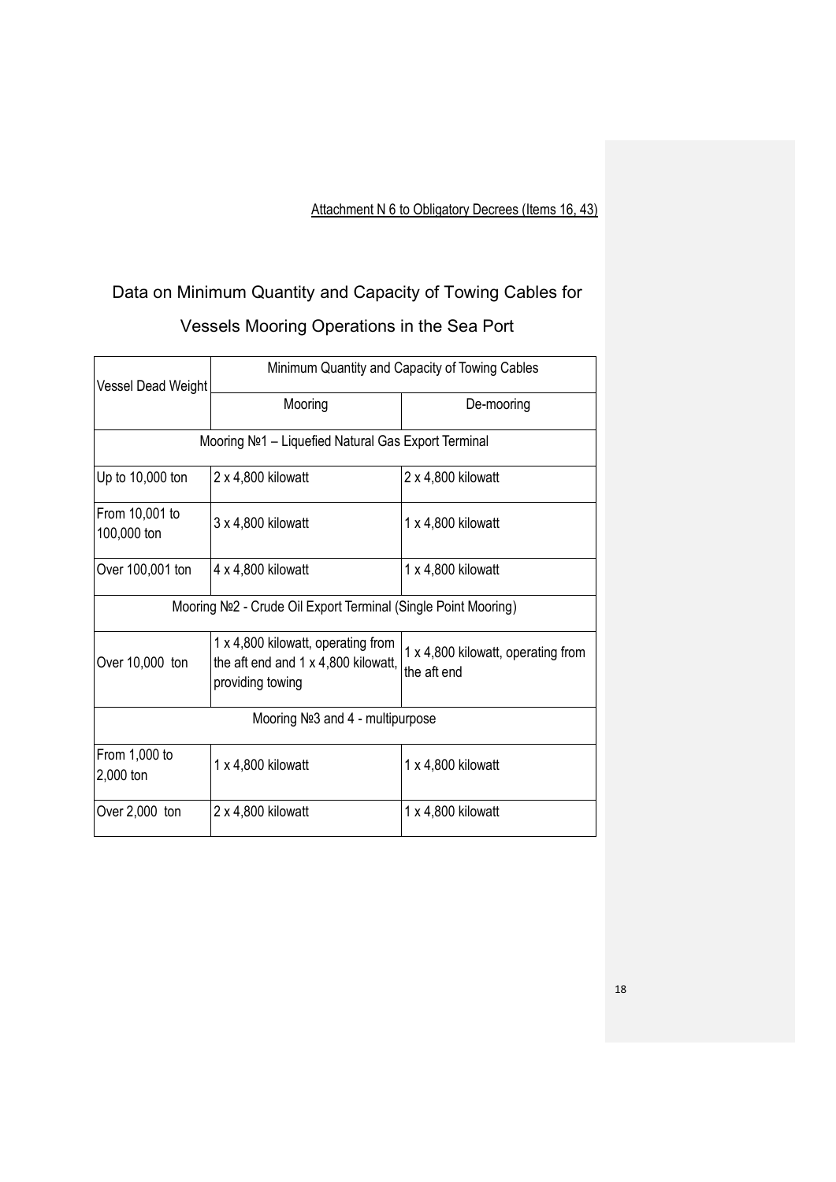Attachment N 6 to Obligatory Decrees (Items 16, 43)

# Data on Minimum Quantity and Capacity of Towing Cables for Vessels Mooring Operations in the Sea Port

| Vessel Dead Weight | Minimum Quantity and Capacity of Towing Cables | |
|---|---|---|
| | Mooring | De-mooring |
| Mooring №1 – Liquefied Natural Gas Export Terminal | | |
| Up to 10,000 ton | 2 x 4,800 kilowatt | 2 x 4,800 kilowatt |
| From 10,001 to 100,000 ton | 3 x 4,800 kilowatt | 1 x 4,800 kilowatt |
| Over 100,001 ton | 4 x 4,800 kilowatt | 1 x 4,800 kilowatt |
| Mooring №2 - Crude Oil Export Terminal (Single Point Mooring) | | |
| Over 10,000 ton | 1 x 4,800 kilowatt, operating from the aft end and 1 x 4,800 kilowatt, providing towing | 1 x 4,800 kilowatt, operating from the aft end |
| Mooring №3 and 4 - multipurpose | | |
| From 1,000 to 2,000 ton | 1 x 4,800 kilowatt | 1 x 4,800 kilowatt |
| Over 2,000 ton | 2 x 4,800 kilowatt | 1 x 4,800 kilowatt |